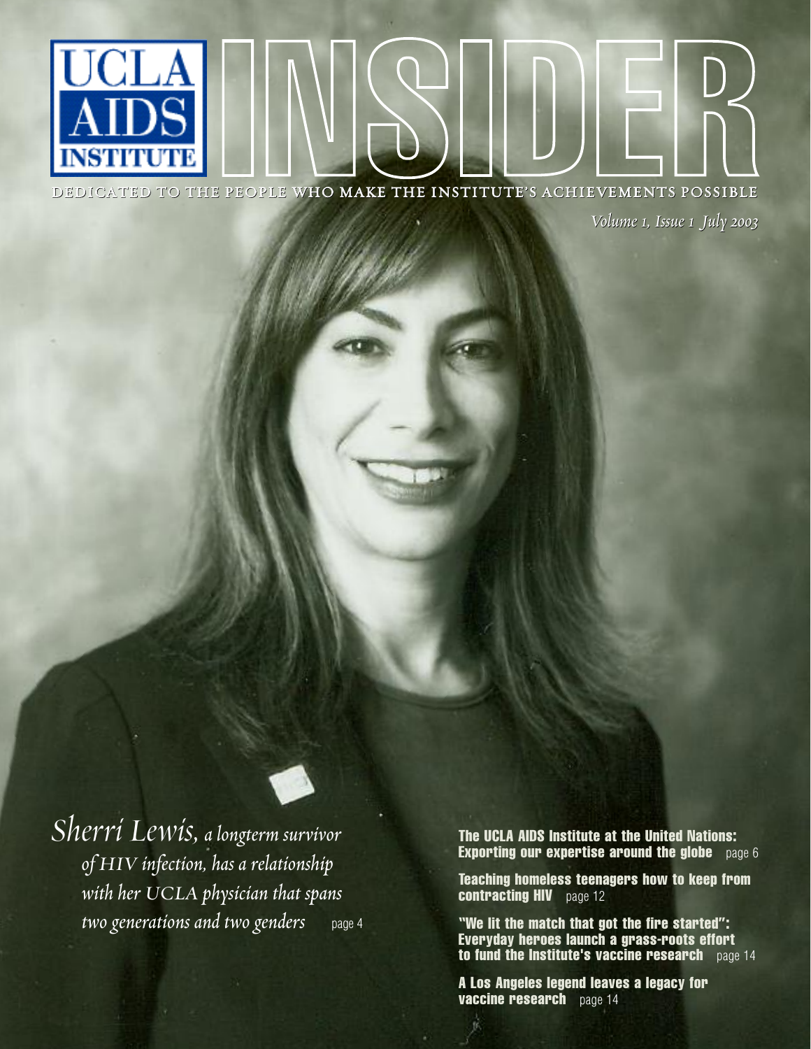# UCLA AIDS INSTITUTE INSIDER

DEDICATED TO THE PEOPLE WHO MAKE THE INSTITUTE'S ACHIEVEMENTS POSSIBLE

*Volume 1, Issue 1 July 2003*

*Sherri Lewis, a longterm survivor of HIV infection, has a relationship with her UCLA physician that spans two generations and two genders* page 4

**The UCLA AIDS Institute at the United Nations: Exporting our expertise around the globe** page 6

**Teaching homeless teenagers how to keep from contracting HIV** page 12

**"We lit the match that got the fire started": Everyday heroes launch a grass-roots effort to fund the Institute's vaccine research** page 14

**A Los Angeles legend leaves a legacy for vaccine research** page 14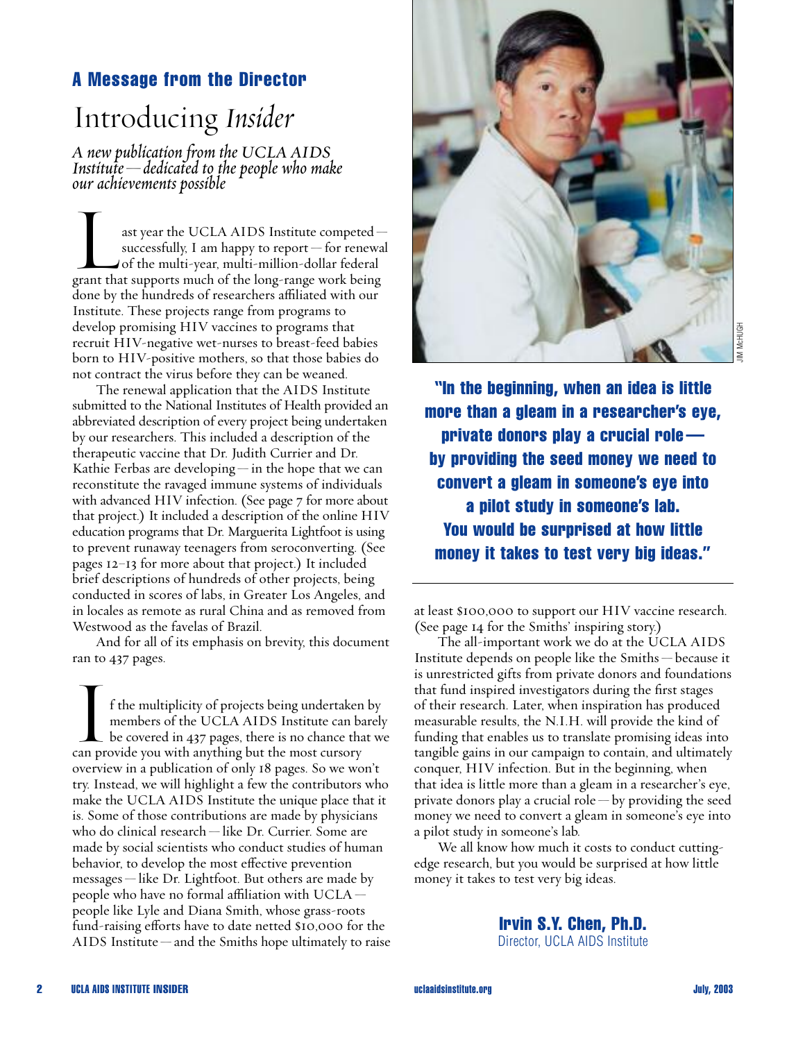## A Message from the Director

# Introducing *Insider*

*A new publication from the UCLA AIDS Institute — dedicated to the people who make our achievements possible*

Last year the UCLA AIDS Institute competed — successfully, I am happy to report — for renewal of the multi-year, multi-million-dollar federal grant that supports much of the long-range work being done by the hundreds of researchers affiliated with our Institute. These projects range from programs to develop promising HIV vaccines to programs that recruit HIV-negative wet-nurses to breast-feed babies born to HIV-positive mothers, so that those babies do not contract the virus before they can be weaned.

The renewal application that the AIDS Institute submitted to the National Institutes of Health provided an abbreviated description of every project being undertaken by our researchers. This included a description of the therapeutic vaccine that Dr. Judith Currier and Dr. Kathie Ferbas are developing — in the hope that we can reconstitute the ravaged immune systems of individuals with advanced HIV infection. (See page 7 for more about that project.) It included a description of the online HIV education programs that Dr. Marguerita Lightfoot is using to prevent runaway teenagers from seroconverting. (See pages 12–13 for more about that project.) It included brief descriptions of hundreds of other projects, being conducted in scores of labs, in Greater Los Angeles, and in locales as remote as rural China and as removed from Westwood as the favelas of Brazil.

And for all of its emphasis on brevity, this document ran to 437 pages.

If the multiplicity of projects being undertaken by members of the UCLA AIDS Institute can barely be covered in 437 pages, there is no chance that we can provide you with anything but the most cursory overview in a publication of only 18 pages. So we won't try. Instead, we will highlight a few the contributors who make the UCLA AIDS Institute the unique place that it is. Some of those contributions are made by physicians who do clinical research — like Dr. Currier. Some are made by social scientists who conduct studies of human behavior, to develop the most effective prevention messages — like Dr. Lightfoot. But others are made by people who have no formal affiliation with UCLA — people like Lyle and Diana Smith, whose grass-roots fund-raising efforts have to date netted $10,000 for the AIDS Institute — and the Smiths hope ultimately to raise at least $100,000 to support our HIV vaccine research. (See page 14 for the Smiths' inspiring story.)

The all-important work we do at the UCLA AIDS Institute depends on people like the Smiths — because it is unrestricted gifts from private donors and foundations that fund inspired investigators during the first stages of their research. Later, when inspiration has produced measurable results, the N.I.H. will provide the kind of funding that enables us to translate promising ideas into tangible gains in our campaign to contain, and ultimately conquer, HIV infection. But in the beginning, when that idea is little more than a gleam in a researcher's eye, private donors play a crucial role — by providing the seed money we need to convert a gleam in someone's eye into a pilot study in someone's lab.

We all know how much it costs to conduct cutting-edge research, but you would be surprised at how little money it takes to test very big ideas.

JIM McHUGH

**"In the beginning, when an idea is little more than a gleam in a researcher's eye, private donors play a crucial role — by providing the seed money we need to convert a gleam in someone's eye into a pilot study in someone's lab. You would be surprised at how little money it takes to test very big ideas."**

**Irvin S.Y. Chen, Ph.D.**
Director, UCLA AIDS Institute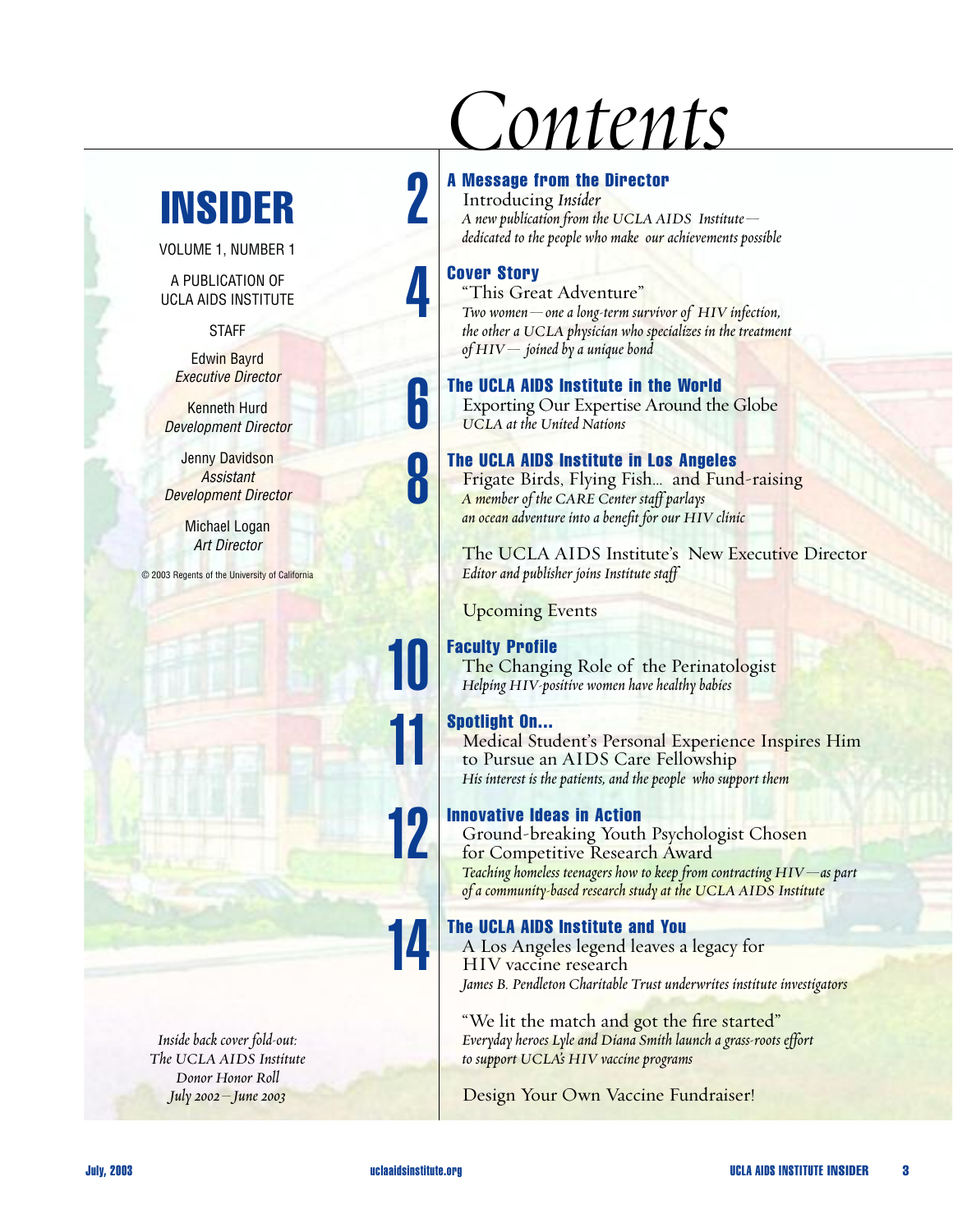# Contents

## INSIDER

VOLUME 1, NUMBER 1

A PUBLICATION OF UCLA AIDS INSTITUTE

STAFF

Edwin Bayrd
*Executive Director*

Kenneth Hurd
*Development Director*

Jenny Davidson
*Assistant Development Director*

Michael Logan
*Art Director*

© 2003 Regents of the University of California

*Inside back cover fold-out: The UCLA AIDS Institute Donor Honor Roll July 2002–June 2003*

**2** **A Message from the Director**
Introducing *Insider*
*A new publication from the UCLA AIDS Institute—dedicated to the people who make our achievements possible*

**4** **Cover Story**
"This Great Adventure"
*Two women—one a long-term survivor of HIV infection, the other a UCLA physician who specializes in the treatment of HIV— joined by a unique bond*

**6** **The UCLA AIDS Institute in the World**
Exporting Our Expertise Around the Globe
*UCLA at the United Nations*

**8** **The UCLA AIDS Institute in Los Angeles**
Frigate Birds, Flying Fish... and Fund-raising
*A member of the CARE Center staff parlays an ocean adventure into a benefit for our HIV clinic*

The UCLA AIDS Institute's New Executive Director
*Editor and publisher joins Institute staff*

Upcoming Events

**10** **Faculty Profile**
The Changing Role of the Perinatologist
*Helping HIV-positive women have healthy babies*

**11** **Spotlight On...**
Medical Student's Personal Experience Inspires Him to Pursue an AIDS Care Fellowship
*His interest is the patients, and the people who support them*

**12** **Innovative Ideas in Action**
Ground-breaking Youth Psychologist Chosen for Competitive Research Award
*Teaching homeless teenagers how to keep from contracting HIV—as part of a community-based research study at the UCLA AIDS Institute*

**14** **The UCLA AIDS Institute and You**
A Los Angeles legend leaves a legacy for HIV vaccine research
*James B. Pendleton Charitable Trust underwrites institute investigators*

"We lit the match and got the fire started"
*Everyday heroes Lyle and Diana Smith launch a grass-roots effort to support UCLA's HIV vaccine programs*

Design Your Own Vaccine Fundraiser!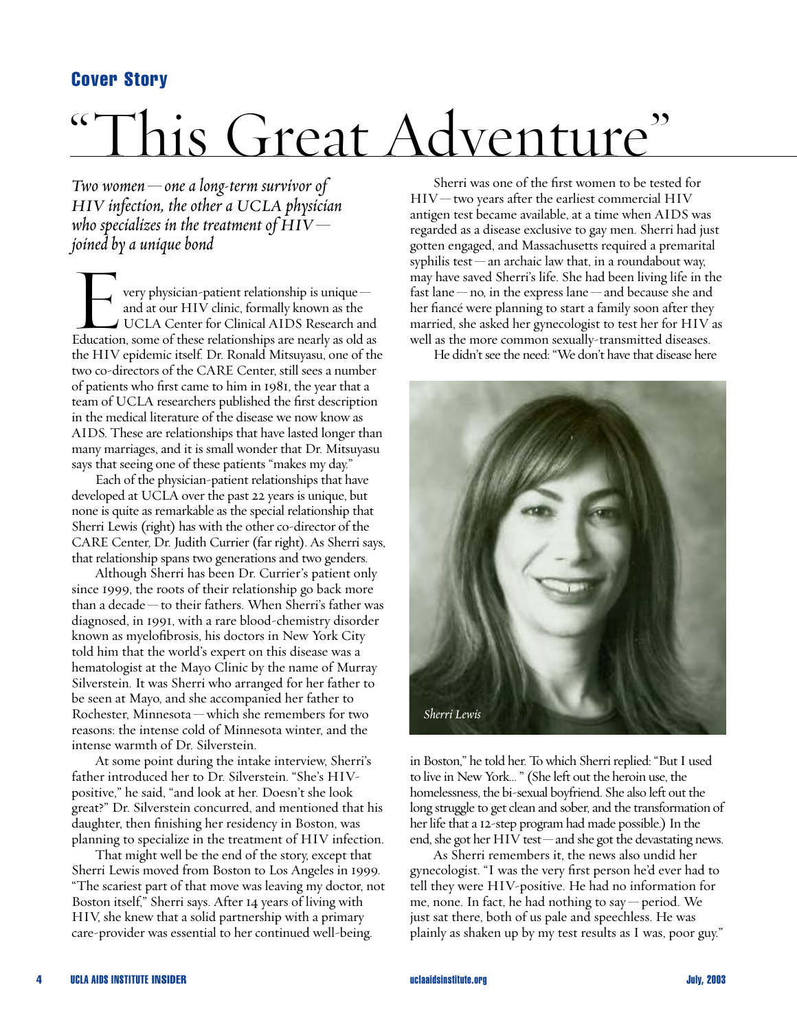**Cover Story**

# "This Great Adventure"

*Two women — one a long-term survivor of HIV infection, the other a UCLA physician who specializes in the treatment of HIV — joined by a unique bond*

Every physician-patient relationship is unique — and at our HIV clinic, formally known as the UCLA Center for Clinical AIDS Research and Education, some of these relationships are nearly as old as the HIV epidemic itself. Dr. Ronald Mitsuyasu, one of the two co-directors of the CARE Center, still sees a number of patients who first came to him in 1981, the year that a team of UCLA researchers published the first description in the medical literature of the disease we now know as AIDS. These are relationships that have lasted longer than many marriages, and it is small wonder that Dr. Mitsuyasu says that seeing one of these patients "makes my day."

Each of the physician-patient relationships that have developed at UCLA over the past 22 years is unique, but none is quite as remarkable as the special relationship that Sherri Lewis (right) has with the other co-director of the CARE Center, Dr. Judith Currier (far right). As Sherri says, that relationship spans two generations and two genders.

Although Sherri has been Dr. Currier's patient only since 1999, the roots of their relationship go back more than a decade — to their fathers. When Sherri's father was diagnosed, in 1991, with a rare blood-chemistry disorder known as myelofibrosis, his doctors in New York City told him that the world's expert on this disease was a hematologist at the Mayo Clinic by the name of Murray Silverstein. It was Sherri who arranged for her father to be seen at Mayo, and she accompanied her father to Rochester, Minnesota — which she remembers for two reasons: the intense cold of Minnesota winter, and the intense warmth of Dr. Silverstein.

At some point during the intake interview, Sherri's father introduced her to Dr. Silverstein. "She's HIV-positive," he said, "and look at her. Doesn't she look great?" Dr. Silverstein concurred, and mentioned that his daughter, then finishing her residency in Boston, was planning to specialize in the treatment of HIV infection.

That might well be the end of the story, except that Sherri Lewis moved from Boston to Los Angeles in 1999. "The scariest part of that move was leaving my doctor, not Boston itself," Sherri says. After 14 years of living with HIV, she knew that a solid partnership with a primary care-provider was essential to her continued well-being.

Sherri was one of the first women to be tested for HIV — two years after the earliest commercial HIV antigen test became available, at a time when AIDS was regarded as a disease exclusive to gay men. Sherri had just gotten engaged, and Massachusetts required a premarital syphilis test — an archaic law that, in a roundabout way, may have saved Sherri's life. She had been living life in the fast lane — no, in the express lane — and because she and her fiancé were planning to start a family soon after they married, she asked her gynecologist to test her for HIV as well as the more common sexually-transmitted diseases.

He didn't see the need: "We don't have that disease here in Boston," he told her. To which Sherri replied: "But I used to live in New York... " (She left out the heroin use, the homelessness, the bi-sexual boyfriend. She also left out the long struggle to get clean and sober, and the transformation of her life that a 12-step program had made possible.) In the end, she got her HIV test — and she got the devastating news.

*Sherri Lewis*

As Sherri remembers it, the news also undid her gynecologist. "I was the very first person he'd ever had to tell they were HIV-positive. He had no information for me, none. In fact, he had nothing to say — period. We just sat there, both of us pale and speechless. He was plainly as shaken up by my test results as I was, poor guy."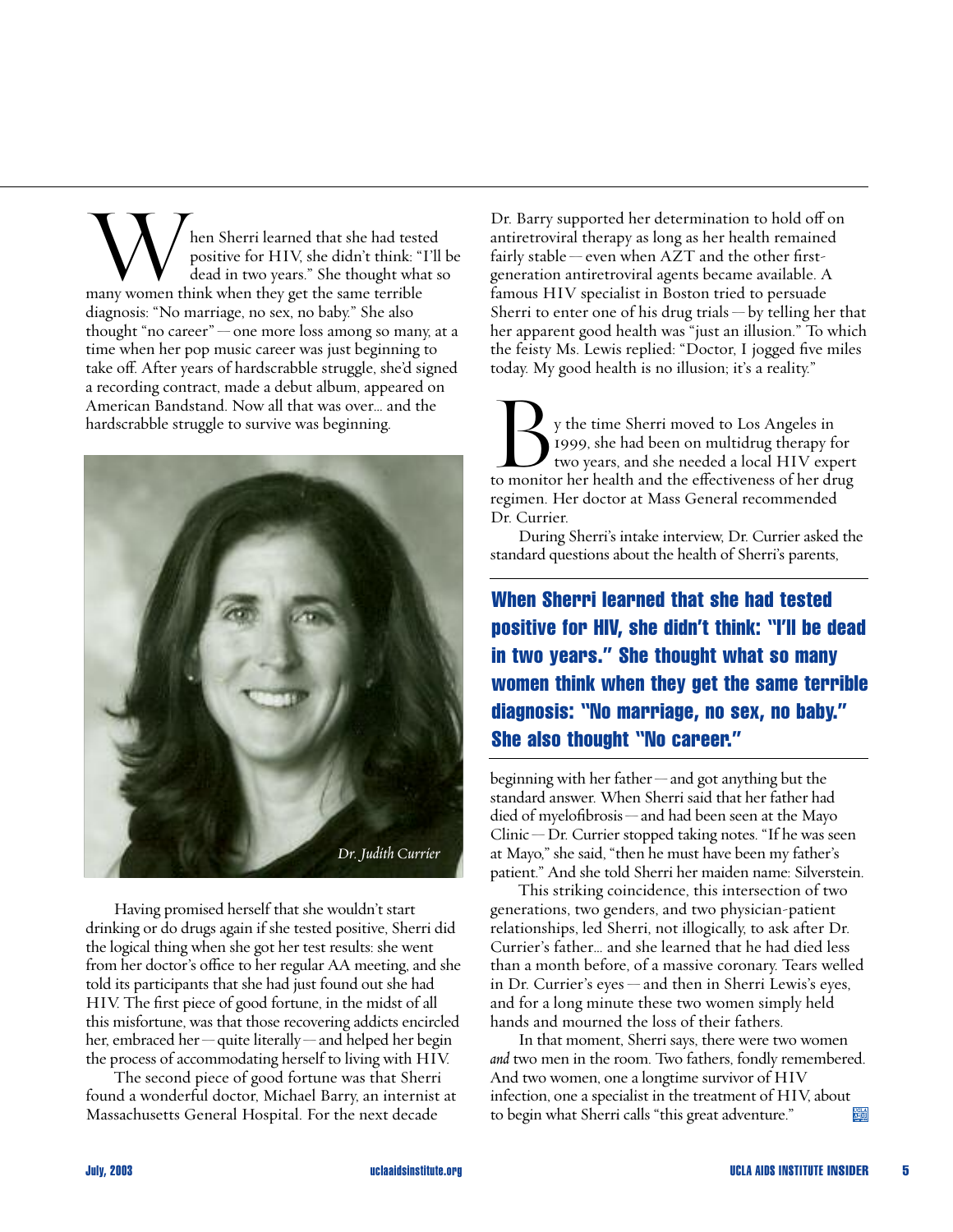When Sherri learned that she had tested positive for HIV, she didn't think: "I'll be dead in two years." She thought what so many women think when they get the same terrible diagnosis: "No marriage, no sex, no baby." She also thought "no career" — one more loss among so many, at a time when her pop music career was just beginning to take off. After years of hardscrabble struggle, she'd signed a recording contract, made a debut album, appeared on American Bandstand. Now all that was over… and the hardscrabble struggle to survive was beginning.

*Dr. Judith Currier*

Having promised herself that she wouldn't start drinking or do drugs again if she tested positive, Sherri did the logical thing when she got her test results: she went from her doctor's office to her regular AA meeting, and she told its participants that she had just found out she had HIV. The first piece of good fortune, in the midst of all this misfortune, was that those recovering addicts encircled her, embraced her — quite literally — and helped her begin the process of accommodating herself to living with HIV.

The second piece of good fortune was that Sherri found a wonderful doctor, Michael Barry, an internist at Massachusetts General Hospital. For the next decade Dr. Barry supported her determination to hold off on antiretroviral therapy as long as her health remained fairly stable — even when AZT and the other first-generation antiretroviral agents became available. A famous HIV specialist in Boston tried to persuade Sherri to enter one of his drug trials — by telling her that her apparent good health was "just an illusion." To which the feisty Ms. Lewis replied: "Doctor, I jogged five miles today. My good health is no illusion; it's a reality."

By the time Sherri moved to Los Angeles in 1999, she had been on multidrug therapy for two years, and she needed a local HIV expert to monitor her health and the effectiveness of her drug regimen. Her doctor at Mass General recommended Dr. Currier.

During Sherri's intake interview, Dr. Currier asked the standard questions about the health of Sherri's parents, beginning with her father — and got anything but the standard answer. When Sherri said that her father had died of myelofibrosis — and had been seen at the Mayo Clinic — Dr. Currier stopped taking notes. "If he was seen at Mayo," she said, "then he must have been my father's patient." And she told Sherri her maiden name: Silverstein.

**When Sherri learned that she had tested positive for HIV, she didn't think: "I'll be dead in two years." She thought what so many women think when they get the same terrible diagnosis: "No marriage, no sex, no baby." She also thought "No career."**

This striking coincidence, this intersection of two generations, two genders, and two physician-patient relationships, led Sherri, not illogically, to ask after Dr. Currier's father… and she learned that he had died less than a month before, of a massive coronary. Tears welled in Dr. Currier's eyes — and then in Sherri Lewis's eyes, and for a long minute these two women simply held hands and mourned the loss of their fathers.

In that moment, Sherri says, there were two women *and* two men in the room. Two fathers, fondly remembered. And two women, one a longtime survivor of HIV infection, one a specialist in the treatment of HIV, about to begin what Sherri calls "this great adventure."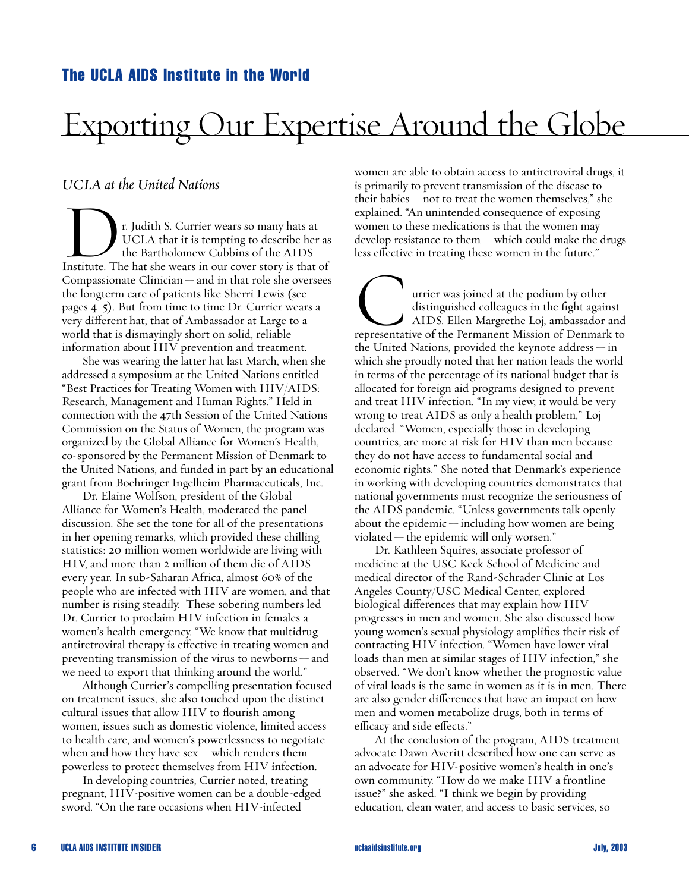## The UCLA AIDS Institute in the World

# Exporting Our Expertise Around the Globe

### *UCLA at the United Nations*

Dr. Judith S. Currier wears so many hats at UCLA that it is tempting to describe her as the Bartholomew Cubbins of the AIDS Institute. The hat she wears in our cover story is that of Compassionate Clinician — and in that role she oversees the longterm care of patients like Sherri Lewis (see pages 4–5). But from time to time Dr. Currier wears a very different hat, that of Ambassador at Large to a world that is dismayingly short on solid, reliable information about HIV prevention and treatment.

She was wearing the latter hat last March, when she addressed a symposium at the United Nations entitled "Best Practices for Treating Women with HIV/AIDS: Research, Management and Human Rights." Held in connection with the 47th Session of the United Nations Commission on the Status of Women, the program was organized by the Global Alliance for Women's Health, co-sponsored by the Permanent Mission of Denmark to the United Nations, and funded in part by an educational grant from Boehringer Ingelheim Pharmaceuticals, Inc.

Dr. Elaine Wolfson, president of the Global Alliance for Women's Health, moderated the panel discussion. She set the tone for all of the presentations in her opening remarks, which provided these chilling statistics: 20 million women worldwide are living with HIV, and more than 2 million of them die of AIDS every year. In sub-Saharan Africa, almost 60% of the people who are infected with HIV are women, and that number is rising steadily. These sobering numbers led Dr. Currier to proclaim HIV infection in females a women's health emergency. "We know that multidrug antiretroviral therapy is effective in treating women and preventing transmission of the virus to newborns — and we need to export that thinking around the world."

Although Currier's compelling presentation focused on treatment issues, she also touched upon the distinct cultural issues that allow HIV to flourish among women, issues such as domestic violence, limited access to health care, and women's powerlessness to negotiate when and how they have sex — which renders them powerless to protect themselves from HIV infection.

In developing countries, Currier noted, treating pregnant, HIV-positive women can be a double-edged sword. "On the rare occasions when HIV-infected women are able to obtain access to antiretroviral drugs, it is primarily to prevent transmission of the disease to their babies — not to treat the women themselves," she explained. "An unintended consequence of exposing women to these medications is that the women may develop resistance to them — which could make the drugs less effective in treating these women in the future."

Currier was joined at the podium by other distinguished colleagues in the fight against AIDS. Ellen Margrethe Loj, ambassador and representative of the Permanent Mission of Denmark to the United Nations, provided the keynote address — in which she proudly noted that her nation leads the world in terms of the percentage of its national budget that is allocated for foreign aid programs designed to prevent and treat HIV infection. "In my view, it would be very wrong to treat AIDS as only a health problem," Loj declared. "Women, especially those in developing countries, are more at risk for HIV than men because they do not have access to fundamental social and economic rights." She noted that Denmark's experience in working with developing countries demonstrates that national governments must recognize the seriousness of the AIDS pandemic. "Unless governments talk openly about the epidemic — including how women are being violated — the epidemic will only worsen."

Dr. Kathleen Squires, associate professor of medicine at the USC Keck School of Medicine and medical director of the Rand-Schrader Clinic at Los Angeles County/USC Medical Center, explored biological differences that may explain how HIV progresses in men and women. She also discussed how young women's sexual physiology amplifies their risk of contracting HIV infection. "Women have lower viral loads than men at similar stages of HIV infection," she observed. "We don't know whether the prognostic value of viral loads is the same in women as it is in men. There are also gender differences that have an impact on how men and women metabolize drugs, both in terms of efficacy and side effects."

At the conclusion of the program, AIDS treatment advocate Dawn Averitt described how one can serve as an advocate for HIV-positive women's health in one's own community. "How do we make HIV a frontline issue?" she asked. "I think we begin by providing education, clean water, and access to basic services, so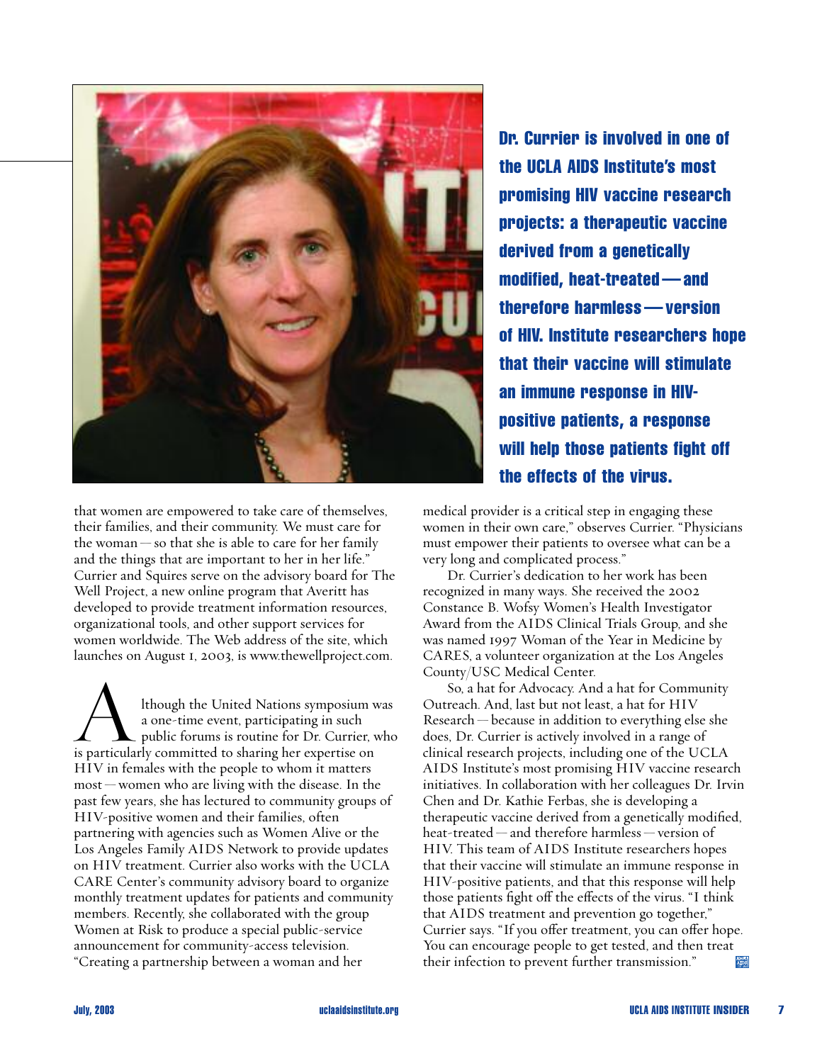**Dr. Currier is involved in one of the UCLA AIDS Institute's most promising HIV vaccine research projects: a therapeutic vaccine derived from a genetically modified, heat-treated — and therefore harmless — version of HIV. Institute researchers hope that their vaccine will stimulate an immune response in HIV-positive patients, a response will help those patients fight off the effects of the virus.**

that women are empowered to take care of themselves, their families, and their community. We must care for the woman — so that she is able to care for her family and the things that are important to her in her life." Currier and Squires serve on the advisory board for The Well Project, a new online program that Averitt has developed to provide treatment information resources, organizational tools, and other support services for women worldwide. The Web address of the site, which launches on August 1, 2003, is www.thewellproject.com.

Although the United Nations symposium was a one-time event, participating in such public forums is routine for Dr. Currier, who is particularly committed to sharing her expertise on HIV in females with the people to whom it matters most — women who are living with the disease. In the past few years, she has lectured to community groups of HIV-positive women and their families, often partnering with agencies such as Women Alive or the Los Angeles Family AIDS Network to provide updates on HIV treatment. Currier also works with the UCLA CARE Center's community advisory board to organize monthly treatment updates for patients and community members. Recently, she collaborated with the group Women at Risk to produce a special public-service announcement for community-access television. "Creating a partnership between a woman and her medical provider is a critical step in engaging these women in their own care," observes Currier. "Physicians must empower their patients to oversee what can be a very long and complicated process."

Dr. Currier's dedication to her work has been recognized in many ways. She received the 2002 Constance B. Wofsy Women's Health Investigator Award from the AIDS Clinical Trials Group, and she was named 1997 Woman of the Year in Medicine by CARES, a volunteer organization at the Los Angeles County/USC Medical Center.

So, a hat for Advocacy. And a hat for Community Outreach. And, last but not least, a hat for HIV Research — because in addition to everything else she does, Dr. Currier is actively involved in a range of clinical research projects, including one of the UCLA AIDS Institute's most promising HIV vaccine research initiatives. In collaboration with her colleagues Dr. Irvin Chen and Dr. Kathie Ferbas, she is developing a therapeutic vaccine derived from a genetically modified, heat-treated — and therefore harmless — version of HIV. This team of AIDS Institute researchers hopes that their vaccine will stimulate an immune response in HIV-positive patients, and that this response will help those patients fight off the effects of the virus. "I think that AIDS treatment and prevention go together," Currier says. "If you offer treatment, you can offer hope. You can encourage people to get tested, and then treat their infection to prevent further transmission."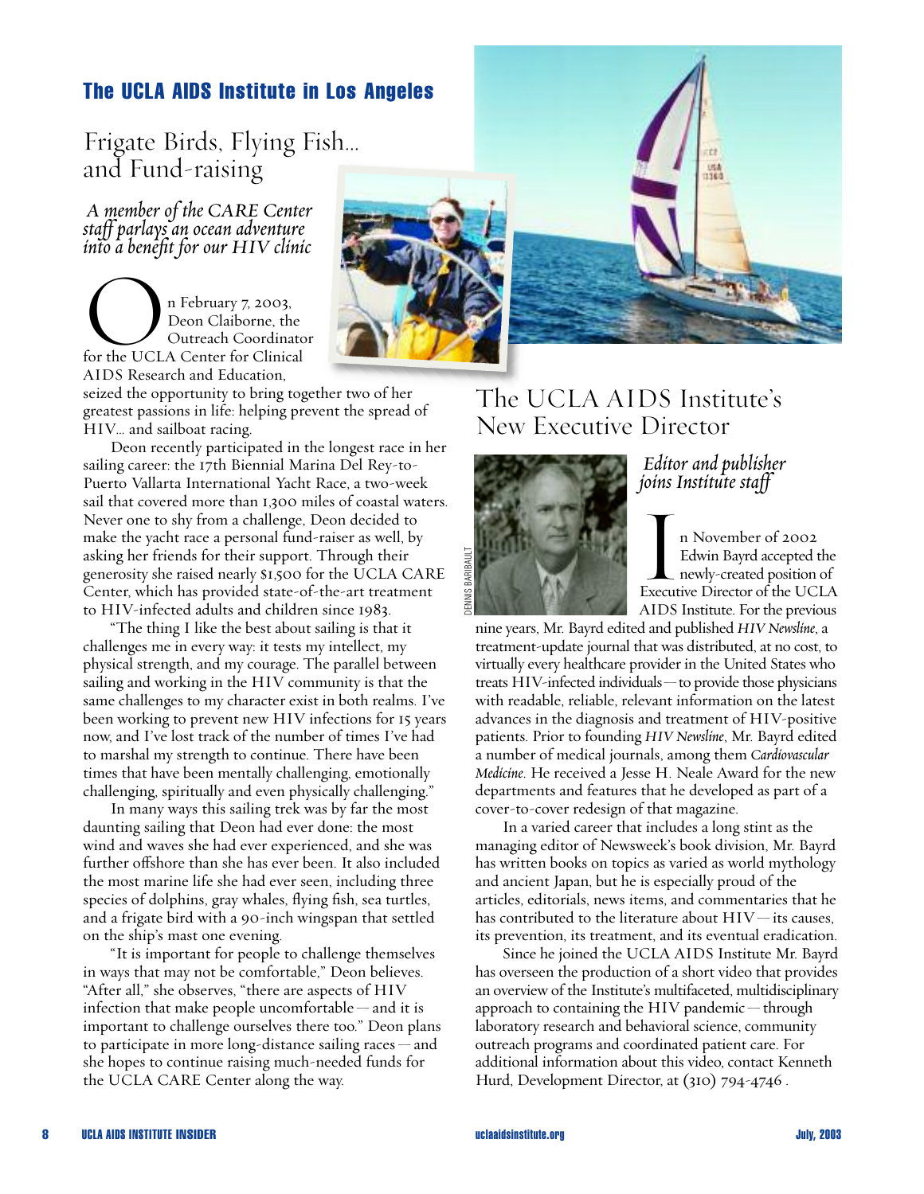## The UCLA AIDS Institute in Los Angeles

# Frigate Birds, Flying Fish… and Fund-raising

*A member of the CARE Center staff parlays an ocean adventure into a benefit for our HIV clinic*

On February 7, 2003, Deon Claiborne, the Outreach Coordinator for the UCLA Center for Clinical AIDS Research and Education, seized the opportunity to bring together two of her greatest passions in life: helping prevent the spread of HIV… and sailboat racing.

Deon recently participated in the longest race in her sailing career: the 17th Biennial Marina Del Rey-to-Puerto Vallarta International Yacht Race, a two-week sail that covered more than 1,300 miles of coastal waters. Never one to shy from a challenge, Deon decided to make the yacht race a personal fund-raiser as well, by asking her friends for their support. Through their generosity she raised nearly $1,500 for the UCLA CARE Center, which has provided state-of-the-art treatment to HIV-infected adults and children since 1983.

"The thing I like the best about sailing is that it challenges me in every way: it tests my intellect, my physical strength, and my courage. The parallel between sailing and working in the HIV community is that the same challenges to my character exist in both realms. I've been working to prevent new HIV infections for 15 years now, and I've lost track of the number of times I've had to marshal my strength to continue. There have been times that have been mentally challenging, emotionally challenging, spiritually and even physically challenging."

In many ways this sailing trek was by far the most daunting sailing that Deon had ever done: the most wind and waves she had ever experienced, and she was further offshore than she has ever been. It also included the most marine life she had ever seen, including three species of dolphins, gray whales, flying fish, sea turtles, and a frigate bird with a 90-inch wingspan that settled on the ship's mast one evening.

"It is important for people to challenge themselves in ways that may not be comfortable," Deon believes. "After all," she observes, "there are aspects of HIV infection that make people uncomfortable — and it is important to challenge ourselves there too." Deon plans to participate in more long-distance sailing races — and she hopes to continue raising much-needed funds for the UCLA CARE Center along the way.

# The UCLA AIDS Institute's New Executive Director

*Editor and publisher joins Institute staff*

DENNIS BARIBAULT

In November of 2002 Edwin Bayrd accepted the newly-created position of Executive Director of the UCLA AIDS Institute. For the previous nine years, Mr. Bayrd edited and published *HIV Newsline*, a treatment-update journal that was distributed, at no cost, to virtually every healthcare provider in the United States who treats HIV-infected individuals — to provide those physicians with readable, reliable, relevant information on the latest advances in the diagnosis and treatment of HIV-positive patients. Prior to founding *HIV Newsline*, Mr. Bayrd edited a number of medical journals, among them *Cardiovascular Medicine*. He received a Jesse H. Neale Award for the new departments and features that he developed as part of a cover-to-cover redesign of that magazine.

In a varied career that includes a long stint as the managing editor of Newsweek's book division, Mr. Bayrd has written books on topics as varied as world mythology and ancient Japan, but he is especially proud of the articles, editorials, news items, and commentaries that he has contributed to the literature about HIV — its causes, its prevention, its treatment, and its eventual eradication.

Since he joined the UCLA AIDS Institute Mr. Bayrd has overseen the production of a short video that provides an overview of the Institute's multifaceted, multidisciplinary approach to containing the HIV pandemic — through laboratory research and behavioral science, community outreach programs and coordinated patient care. For additional information about this video, contact Kenneth Hurd, Development Director, at (310) 794-4746 .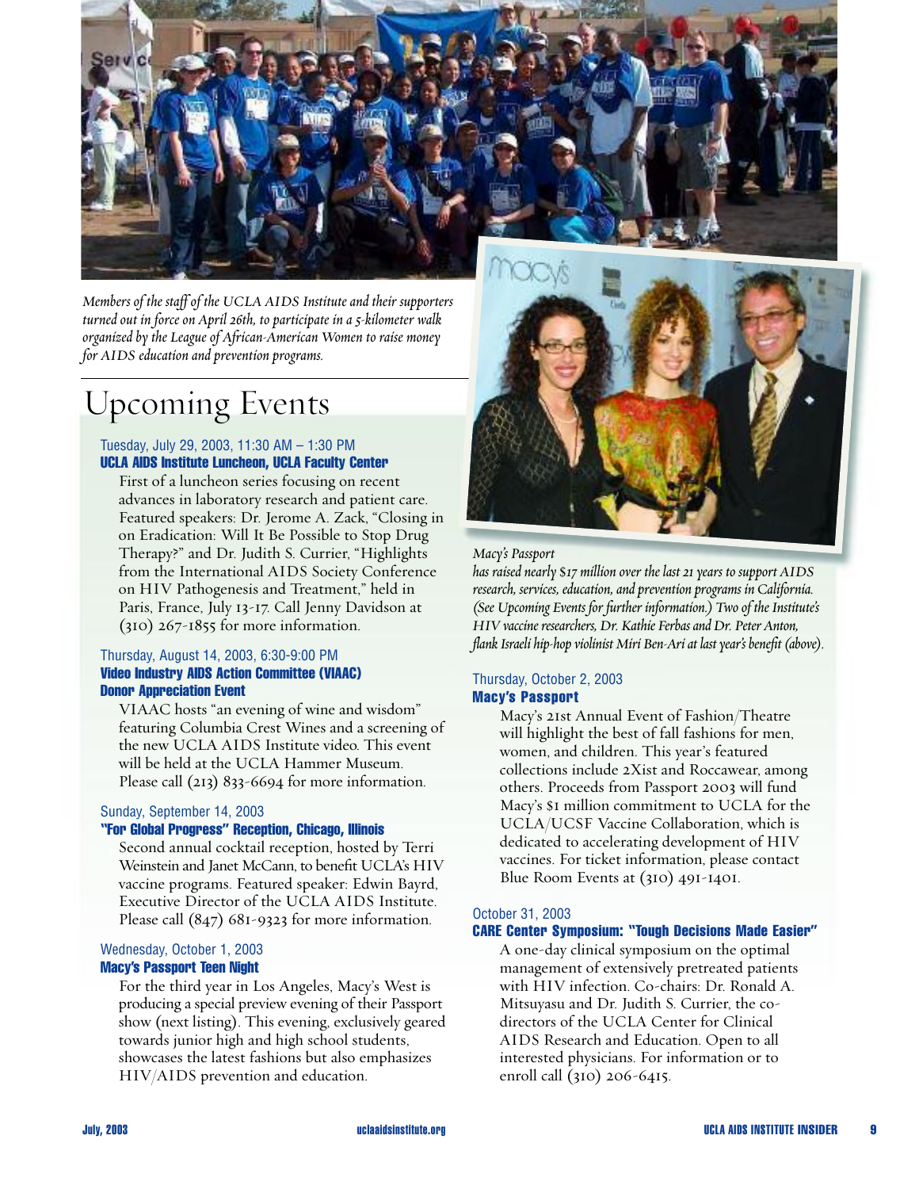*Members of the staff of the UCLA AIDS Institute and their supporters turned out in force on April 26th, to participate in a 5-kilometer walk organized by the League of African-American Women to raise money for AIDS education and prevention programs.*

*Macy's Passport has raised nearly $17 million over the last 21 years to support AIDS research, services, education, and prevention programs in California. (See Upcoming Events for further information.) Two of the Institute's HIV vaccine researchers, Dr. Kathie Ferbas and Dr. Peter Anton, flank Israeli hip-hop violinist Miri Ben-Ari at last year's benefit (above).*

# Upcoming Events

Tuesday, July 29, 2003, 11:30 AM – 1:30 PM
**UCLA AIDS Institute Luncheon, UCLA Faculty Center**

First of a luncheon series focusing on recent advances in laboratory research and patient care. Featured speakers: Dr. Jerome A. Zack, "Closing in on Eradication: Will It Be Possible to Stop Drug Therapy?" and Dr. Judith S. Currier, "Highlights from the International AIDS Society Conference on HIV Pathogenesis and Treatment," held in Paris, France, July 13-17. Call Jenny Davidson at (310) 267-1855 for more information.

Thursday, August 14, 2003, 6:30-9:00 PM
**Video Industry AIDS Action Committee (VIAAC) Donor Appreciation Event**

VIAAC hosts "an evening of wine and wisdom" featuring Columbia Crest Wines and a screening of the new UCLA AIDS Institute video. This event will be held at the UCLA Hammer Museum. Please call (213) 833-6694 for more information.

Sunday, September 14, 2003
**"For Global Progress" Reception, Chicago, Illinois**

Second annual cocktail reception, hosted by Terri Weinstein and Janet McCann, to benefit UCLA's HIV vaccine programs. Featured speaker: Edwin Bayrd, Executive Director of the UCLA AIDS Institute. Please call (847) 681-9323 for more information.

Wednesday, October 1, 2003
**Macy's Passport Teen Night**

For the third year in Los Angeles, Macy's West is producing a special preview evening of their Passport show (next listing). This evening, exclusively geared towards junior high and high school students, showcases the latest fashions but also emphasizes HIV/AIDS prevention and education.

Thursday, October 2, 2003
**Macy's Passport**

Macy's 21st Annual Event of Fashion/Theatre will highlight the best of fall fashions for men, women, and children. This year's featured collections include 2Xist and Roccawear, among others. Proceeds from Passport 2003 will fund Macy's $1 million commitment to UCLA for the UCLA/UCSF Vaccine Collaboration, which is dedicated to accelerating development of HIV vaccines. For ticket information, please contact Blue Room Events at (310) 491-1401.

October 31, 2003
**CARE Center Symposium: "Tough Decisions Made Easier"**

A one-day clinical symposium on the optimal management of extensively pretreated patients with HIV infection. Co-chairs: Dr. Ronald A. Mitsuyasu and Dr. Judith S. Currier, the co-directors of the UCLA Center for Clinical AIDS Research and Education. Open to all interested physicians. For information or to enroll call (310) 206-6415.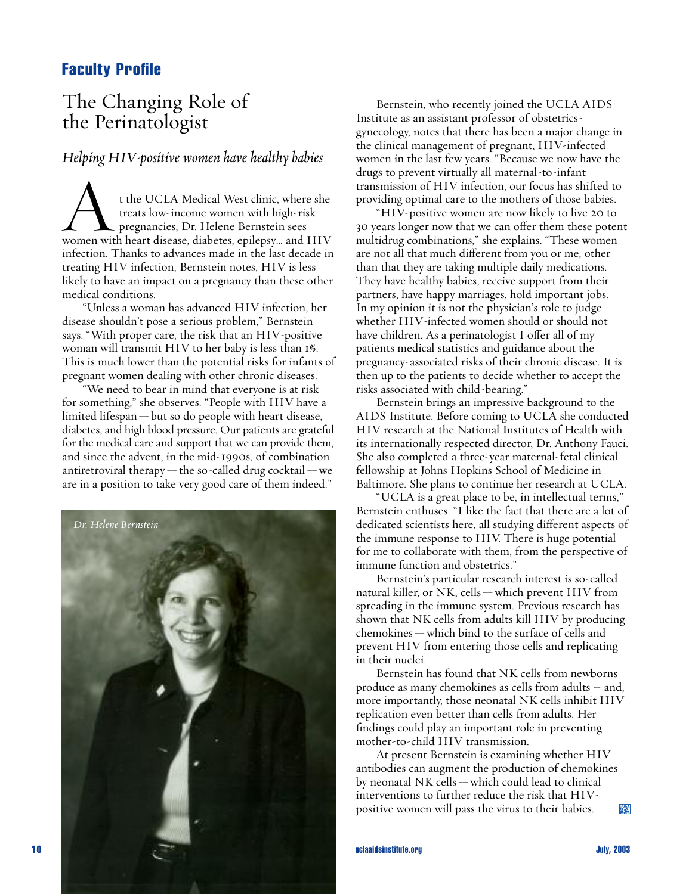**Faculty Profile**

# The Changing Role of the Perinatologist

## *Helping HIV-positive women have healthy babies*

At the UCLA Medical West clinic, where she treats low-income women with high-risk pregnancies, Dr. Helene Bernstein sees women with heart disease, diabetes, epilepsy... and HIV infection. Thanks to advances made in the last decade in treating HIV infection, Bernstein notes, HIV is less likely to have an impact on a pregnancy than these other medical conditions.

"Unless a woman has advanced HIV infection, her disease shouldn't pose a serious problem," Bernstein says. "With proper care, the risk that an HIV-positive woman will transmit HIV to her baby is less than 1%. This is much lower than the potential risks for infants of pregnant women dealing with other chronic diseases.

"We need to bear in mind that everyone is at risk for something," she observes. "People with HIV have a limited lifespan — but so do people with heart disease, diabetes, and high blood pressure. Our patients are grateful for the medical care and support that we can provide them, and since the advent, in the mid-1990s, of combination antiretroviral therapy — the so-called drug cocktail — we are in a position to take very good care of them indeed."

*Dr. Helene Bernstein*

Bernstein, who recently joined the UCLA AIDS Institute as an assistant professor of obstetrics-gynecology, notes that there has been a major change in the clinical management of pregnant, HIV-infected women in the last few years. "Because we now have the drugs to prevent virtually all maternal-to-infant transmission of HIV infection, our focus has shifted to providing optimal care to the mothers of those babies.

"HIV-positive women are now likely to live 20 to 30 years longer now that we can offer them these potent multidrug combinations," she explains. "These women are not all that much different from you or me, other than that they are taking multiple daily medications. They have healthy babies, receive support from their partners, have happy marriages, hold important jobs. In my opinion it is not the physician's role to judge whether HIV-infected women should or should not have children. As a perinatologist I offer all of my patients medical statistics and guidance about the pregnancy-associated risks of their chronic disease. It is then up to the patients to decide whether to accept the risks associated with child-bearing."

Bernstein brings an impressive background to the AIDS Institute. Before coming to UCLA she conducted HIV research at the National Institutes of Health with its internationally respected director, Dr. Anthony Fauci. She also completed a three-year maternal-fetal clinical fellowship at Johns Hopkins School of Medicine in Baltimore. She plans to continue her research at UCLA.

"UCLA is a great place to be, in intellectual terms," Bernstein enthuses. "I like the fact that there are a lot of dedicated scientists here, all studying different aspects of the immune response to HIV. There is huge potential for me to collaborate with them, from the perspective of immune function and obstetrics."

Bernstein's particular research interest is so-called natural killer, or NK, cells — which prevent HIV from spreading in the immune system. Previous research has shown that NK cells from adults kill HIV by producing chemokines — which bind to the surface of cells and prevent HIV from entering those cells and replicating in their nuclei.

Bernstein has found that NK cells from newborns produce as many chemokines as cells from adults – and, more importantly, those neonatal NK cells inhibit HIV replication even better than cells from adults. Her findings could play an important role in preventing mother-to-child HIV transmission.

At present Bernstein is examining whether HIV antibodies can augment the production of chemokines by neonatal NK cells — which could lead to clinical interventions to further reduce the risk that HIV-positive women will pass the virus to their babies.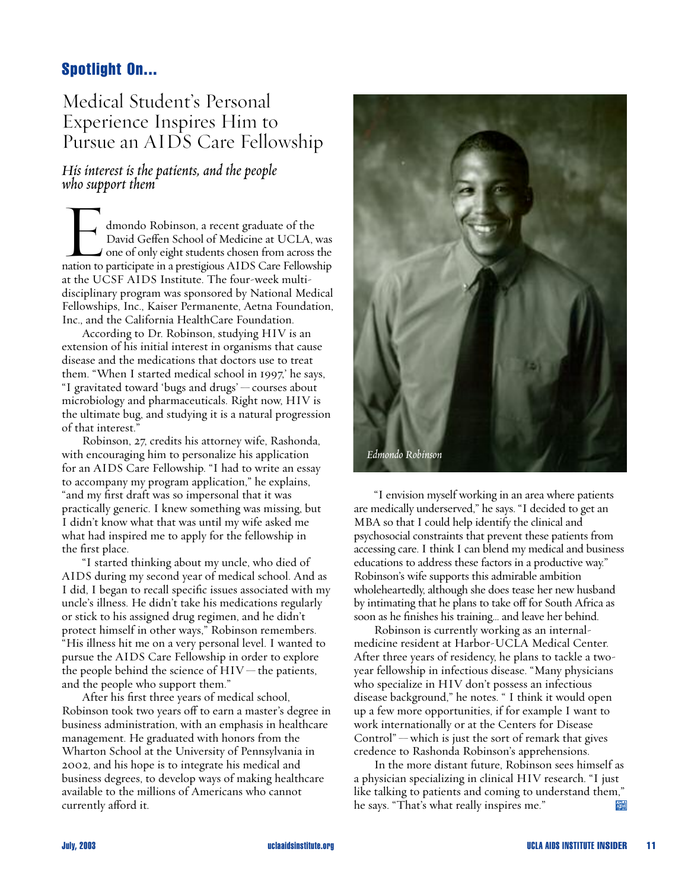## Spotlight On...

# Medical Student's Personal Experience Inspires Him to Pursue an AIDS Care Fellowship

*His interest is the patients, and the people who support them*

Edmondo Robinson, a recent graduate of the David Geffen School of Medicine at UCLA, was one of only eight students chosen from across the nation to participate in a prestigious AIDS Care Fellowship at the UCSF AIDS Institute. The four-week multi-disciplinary program was sponsored by National Medical Fellowships, Inc., Kaiser Permanente, Aetna Foundation, Inc., and the California HealthCare Foundation.

According to Dr. Robinson, studying HIV is an extension of his initial interest in organisms that cause disease and the medications that doctors use to treat them. "When I started medical school in 1997," he says, "I gravitated toward 'bugs and drugs'—courses about microbiology and pharmaceuticals. Right now, HIV is the ultimate bug, and studying it is a natural progression of that interest."

Robinson, 27, credits his attorney wife, Rashonda, with encouraging him to personalize his application for an AIDS Care Fellowship. "I had to write an essay to accompany my program application," he explains, "and my first draft was so impersonal that it was practically generic. I knew something was missing, but I didn't know what that was until my wife asked me what had inspired me to apply for the fellowship in the first place.

"I started thinking about my uncle, who died of AIDS during my second year of medical school. And as I did, I began to recall specific issues associated with my uncle's illness. He didn't take his medications regularly or stick to his assigned drug regimen, and he didn't protect himself in other ways," Robinson remembers. "His illness hit me on a very personal level. I wanted to pursue the AIDS Care Fellowship in order to explore the people behind the science of HIV—the patients, and the people who support them."

After his first three years of medical school, Robinson took two years off to earn a master's degree in business administration, with an emphasis in healthcare management. He graduated with honors from the Wharton School at the University of Pennsylvania in 2002, and his hope is to integrate his medical and business degrees, to develop ways of making healthcare available to the millions of Americans who cannot currently afford it.

*Edmondo Robinson*

"I envision myself working in an area where patients are medically underserved," he says. "I decided to get an MBA so that I could help identify the clinical and psychosocial constraints that prevent these patients from accessing care. I think I can blend my medical and business educations to address these factors in a productive way." Robinson's wife supports this admirable ambition wholeheartedly, although she does tease her new husband by intimating that he plans to take off for South Africa as soon as he finishes his training... and leave her behind.

Robinson is currently working as an internal-medicine resident at Harbor-UCLA Medical Center. After three years of residency, he plans to tackle a two-year fellowship in infectious disease. "Many physicians who specialize in HIV don't possess an infectious disease background," he notes. "I think it would open up a few more opportunities, if for example I want to work internationally or at the Centers for Disease Control"—which is just the sort of remark that gives credence to Rashonda Robinson's apprehensions.

In the more distant future, Robinson sees himself as a physician specializing in clinical HIV research. "I just like talking to patients and coming to understand them," he says. "That's what really inspires me."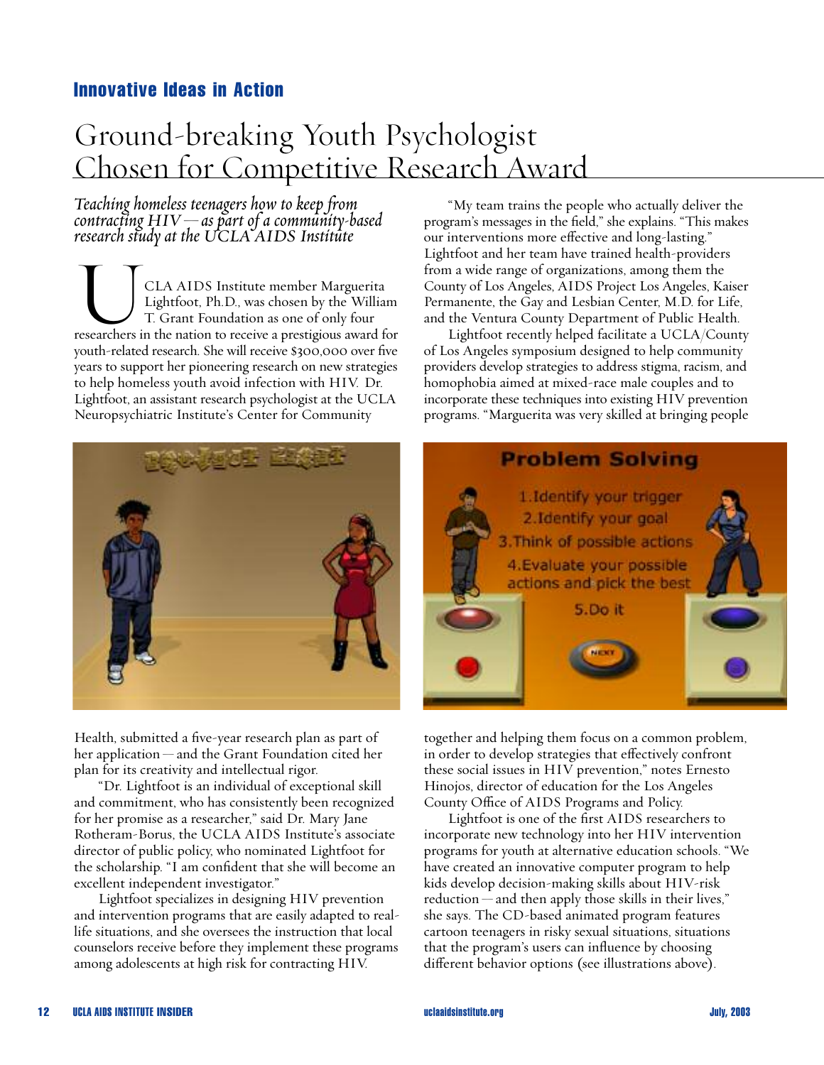### Innovative Ideas in Action

# Ground-breaking Youth Psychologist Chosen for Competitive Research Award

*Teaching homeless teenagers how to keep from contracting HIV — as part of a community-based research study at the UCLA AIDS Institute*

UCLA AIDS Institute member Marguerita Lightfoot, Ph.D., was chosen by the William T. Grant Foundation as one of only four researchers in the nation to receive a prestigious award for youth-related research. She will receive $300,000 over five years to support her pioneering research on new strategies to help homeless youth avoid infection with HIV. Dr. Lightfoot, an assistant research psychologist at the UCLA Neuropsychiatric Institute's Center for Community Health, submitted a five-year research plan as part of her application — and the Grant Foundation cited her plan for its creativity and intellectual rigor.

"Dr. Lightfoot is an individual of exceptional skill and commitment, who has consistently been recognized for her promise as a researcher," said Dr. Mary Jane Rotheram-Borus, the UCLA AIDS Institute's associate director of public policy, who nominated Lightfoot for the scholarship. "I am confident that she will become an excellent independent investigator."

Lightfoot specializes in designing HIV prevention and intervention programs that are easily adapted to real-life situations, and she oversees the instruction that local counselors receive before they implement these programs among adolescents at high risk for contracting HIV.

"My team trains the people who actually deliver the program's messages in the field," she explains. "This makes our interventions more effective and long-lasting." Lightfoot and her team have trained health-providers from a wide range of organizations, among them the County of Los Angeles, AIDS Project Los Angeles, Kaiser Permanente, the Gay and Lesbian Center, M.D. for Life, and the Ventura County Department of Public Health.

Lightfoot recently helped facilitate a UCLA/County of Los Angeles symposium designed to help community providers develop strategies to address stigma, racism, and homophobia aimed at mixed-race male couples and to incorporate these techniques into existing HIV prevention programs. "Marguerita was very skilled at bringing people together and helping them focus on a common problem, in order to develop strategies that effectively confront these social issues in HIV prevention," notes Ernesto Hinojos, director of education for the Los Angeles County Office of AIDS Programs and Policy.

Lightfoot is one of the first AIDS researchers to incorporate new technology into her HIV intervention programs for youth at alternative education schools. "We have created an innovative computer program to help kids develop decision-making skills about HIV-risk reduction — and then apply those skills in their lives," she says. The CD-based animated program features cartoon teenagers in risky sexual situations, situations that the program's users can influence by choosing different behavior options (see illustrations above).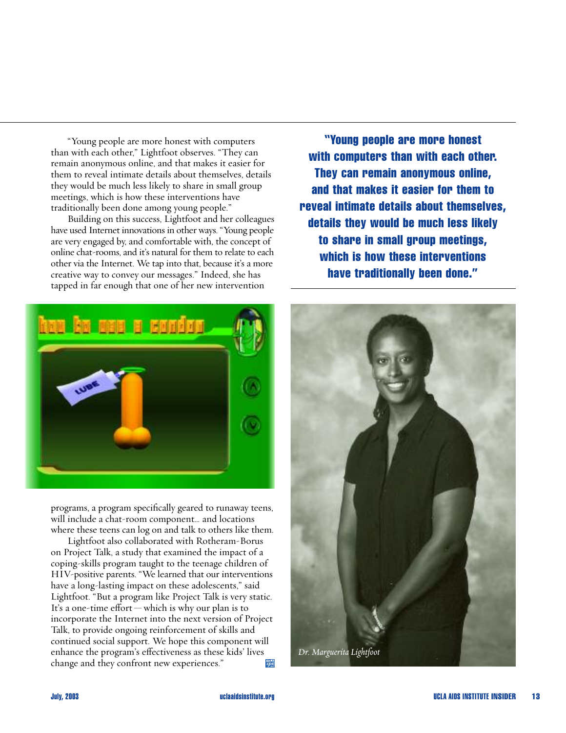"Young people are more honest with computers than with each other," Lightfoot observes. "They can remain anonymous online, and that makes it easier for them to reveal intimate details about themselves, details they would be much less likely to share in small group meetings, which is how these interventions have traditionally been done among young people."

Building on this success, Lightfoot and her colleagues have used Internet innovations in other ways. "Young people are very engaged by, and comfortable with, the concept of online chat-rooms, and it's natural for them to relate to each other via the Internet. We tap into that, because it's a more creative way to convey our messages." Indeed, she has tapped in far enough that one of her new intervention programs, a program specifically geared to runaway teens, will include a chat-room component... and locations where these teens can log on and talk to others like them.

Lightfoot also collaborated with Rotheram-Borus on Project Talk, a study that examined the impact of a coping-skills program taught to the teenage children of HIV-positive parents. "We learned that our interventions have a long-lasting impact on these adolescents," said Lightfoot. "But a program like Project Talk is very static. It's a one-time effort — which is why our plan is to incorporate the Internet into the next version of Project Talk, to provide ongoing reinforcement of skills and continued social support. We hope this component will enhance the program's effectiveness as these kids' lives change and they confront new experiences."

**"Young people are more honest with computers than with each other. They can remain anonymous online, and that makes it easier for them to reveal intimate details about themselves, details they would be much less likely to share in small group meetings, which is how these interventions have traditionally been done."**

*Dr. Marguerita Lightfoot*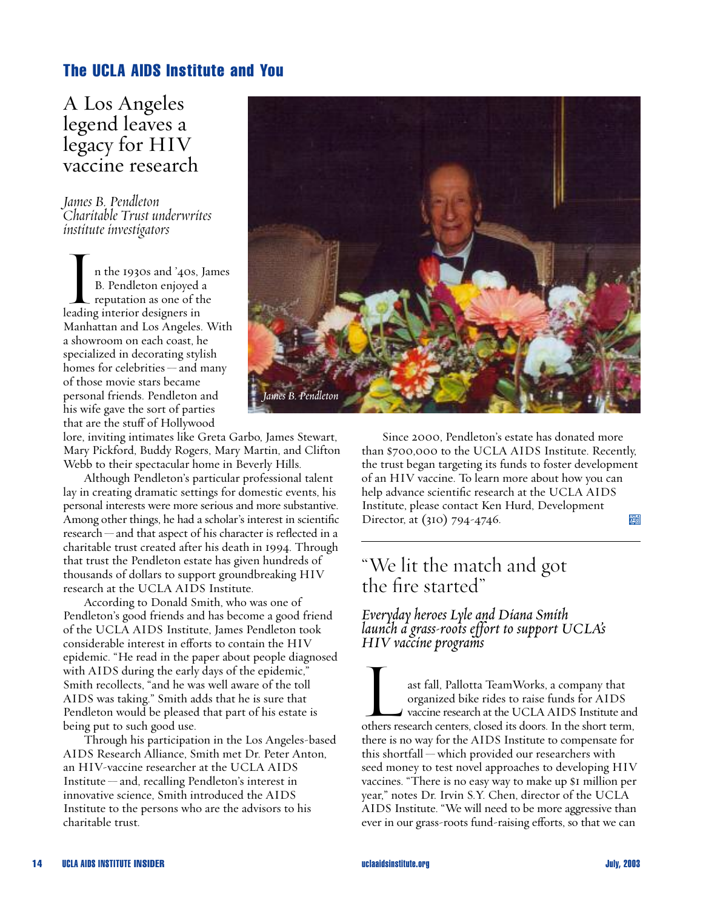## The UCLA AIDS Institute and You

# A Los Angeles legend leaves a legacy for HIV vaccine research

*James B. Pendleton Charitable Trust underwrites institute investigators*

In the 1930s and '40s, James B. Pendleton enjoyed a reputation as one of the leading interior designers in Manhattan and Los Angeles. With a showroom on each coast, he specialized in decorating stylish homes for celebrities — and many of those movie stars became personal friends. Pendleton and his wife gave the sort of parties that are the stuff of Hollywood lore, inviting intimates like Greta Garbo, James Stewart, Mary Pickford, Buddy Rogers, Mary Martin, and Clifton Webb to their spectacular home in Beverly Hills.

*James B. Pendleton*

Although Pendleton's particular professional talent lay in creating dramatic settings for domestic events, his personal interests were more serious and more substantive. Among other things, he had a scholar's interest in scientific research — and that aspect of his character is reflected in a charitable trust created after his death in 1994. Through that trust the Pendleton estate has given hundreds of thousands of dollars to support groundbreaking HIV research at the UCLA AIDS Institute.

According to Donald Smith, who was one of Pendleton's good friends and has become a good friend of the UCLA AIDS Institute, James Pendleton took considerable interest in efforts to contain the HIV epidemic. "He read in the paper about people diagnosed with AIDS during the early days of the epidemic," Smith recollects, "and he was well aware of the toll AIDS was taking." Smith adds that he is sure that Pendleton would be pleased that part of his estate is being put to such good use.

Through his participation in the Los Angeles-based AIDS Research Alliance, Smith met Dr. Peter Anton, an HIV-vaccine researcher at the UCLA AIDS Institute — and, recalling Pendleton's interest in innovative science, Smith introduced the AIDS Institute to the persons who are the advisors to his charitable trust.

Since 2000, Pendleton's estate has donated more than $700,000 to the UCLA AIDS Institute. Recently, the trust began targeting its funds to foster development of an HIV vaccine. To learn more about how you can help advance scientific research at the UCLA AIDS Institute, please contact Ken Hurd, Development Director, at (310) 794-4746.

---

# "We lit the match and got the fire started"

*Everyday heroes Lyle and Diana Smith launch a grass-roots effort to support UCLA's HIV vaccine programs*

Last fall, Pallotta TeamWorks, a company that organized bike rides to raise funds for AIDS vaccine research at the UCLA AIDS Institute and others research centers, closed its doors. In the short term, there is no way for the AIDS Institute to compensate for this shortfall — which provided our researchers with seed money to test novel approaches to developing HIV vaccines. "There is no easy way to make up $1 million per year," notes Dr. Irvin S.Y. Chen, director of the UCLA AIDS Institute. "We will need to be more aggressive than ever in our grass-roots fund-raising efforts, so that we can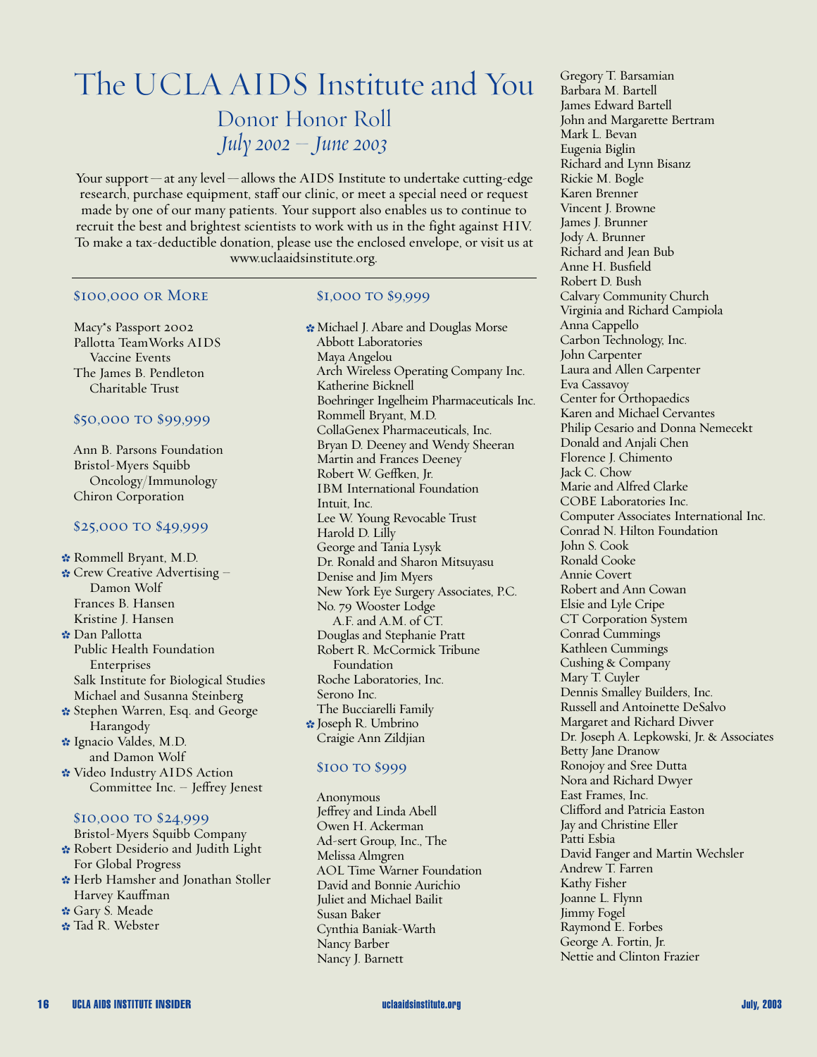# The UCLA AIDS Institute and You

## Donor Honor Roll

## *July 2002 – June 2003*

Your support — at any level — allows the AIDS Institute to undertake cutting-edge research, purchase equipment, staff our clinic, or meet a special need or request made by one of our many patients. Your support also enables us to continue to recruit the best and brightest scientists to work with us in the fight against HIV. To make a tax-deductible donation, please use the enclosed envelope, or visit us at www.uclaaidsinstitute.org.

---

### $100,000 or More

Macy*s Passport 2002
Pallotta TeamWorks AIDS Vaccine Events
The James B. Pendleton Charitable Trust

### $50,000 to $99,999

Ann B. Parsons Foundation
Bristol-Myers Squibb Oncology/Immunology
Chiron Corporation

### $25,000 to $49,999

✿ Rommell Bryant, M.D.
✿ Crew Creative Advertising – Damon Wolf
Frances B. Hansen
Kristine J. Hansen
✿ Dan Pallotta
Public Health Foundation Enterprises
Salk Institute for Biological Studies
Michael and Susanna Steinberg
✿ Stephen Warren, Esq. and George Harangody
✿ Ignacio Valdes, M.D. and Damon Wolf
✿ Video Industry AIDS Action Committee Inc. – Jeffrey Jenest

### $10,000 to $24,999

Bristol-Myers Squibb Company
✿ Robert Desiderio and Judith Light For Global Progress
✿ Herb Hamsher and Jonathan Stoller
Harvey Kauffman
✿ Gary S. Meade
✿ Tad R. Webster

### $1,000 to $9,999

✿ Michael J. Abare and Douglas Morse
Abbott Laboratories
Maya Angelou
Arch Wireless Operating Company Inc.
Katherine Bicknell
Boehringer Ingelheim Pharmaceuticals Inc.
Rommell Bryant, M.D.
CollaGenex Pharmaceuticals, Inc.
Bryan D. Deeney and Wendy Sheeran
Martin and Frances Deeney
Robert W. Geffken, Jr.
IBM International Foundation
Intuit, Inc.
Lee W. Young Revocable Trust
Harold D. Lilly
George and Tania Lysyk
Dr. Ronald and Sharon Mitsuyasu
Denise and Jim Myers
New York Eye Surgery Associates, P.C.
No. 79 Wooster Lodge A.F. and A.M. of CT.
Douglas and Stephanie Pratt
Robert R. McCormick Tribune Foundation
Roche Laboratories, Inc.
Serono Inc.
The Bucciarelli Family
✿ Joseph R. Umbrino
Craigie Ann Zildjian

### $100 to $999

Anonymous
Jeffrey and Linda Abell
Owen H. Ackerman
Ad-sert Group, Inc., The
Melissa Almgren
AOL Time Warner Foundation
David and Bonnie Aurichio
Juliet and Michael Bailit
Susan Baker
Cynthia Baniak-Warth
Nancy Barber
Nancy J. Barnett
Gregory T. Barsamian
Barbara M. Bartell
James Edward Bartell
John and Margarette Bertram
Mark L. Bevan
Eugenia Biglin
Richard and Lynn Bisanz
Rickie M. Bogle
Karen Brenner
Vincent J. Browne
James J. Brunner
Jody A. Brunner
Richard and Jean Bub
Anne H. Busfield
Robert D. Bush
Calvary Community Church
Virginia and Richard Campiola
Anna Cappello
Carbon Technology, Inc.
John Carpenter
Laura and Allen Carpenter
Eva Cassavoy
Center for Orthopaedics
Karen and Michael Cervantes
Philip Cesario and Donna Nemecekt
Donald and Anjali Chen
Florence J. Chimento
Jack C. Chow
Marie and Alfred Clarke
COBE Laboratories Inc.
Computer Associates International Inc.
Conrad N. Hilton Foundation
John S. Cook
Ronald Cooke
Annie Covert
Robert and Ann Cowan
Elsie and Lyle Cripe
CT Corporation System
Conrad Cummings
Kathleen Cummings
Cushing & Company
Mary T. Cuyler
Dennis Smalley Builders, Inc.
Russell and Antoinette DeSalvo
Margaret and Richard Divver
Dr. Joseph A. Lepkowski, Jr. & Associates
Betty Jane Dranow
Ronojoy and Sree Dutta
Nora and Richard Dwyer
East Frames, Inc.
Clifford and Patricia Easton
Jay and Christine Eller
Patti Esbia
David Fanger and Martin Wechsler
Andrew T. Farren
Kathy Fisher
Joanne L. Flynn
Jimmy Fogel
Raymond E. Forbes
George A. Fortin, Jr.
Nettie and Clinton Frazier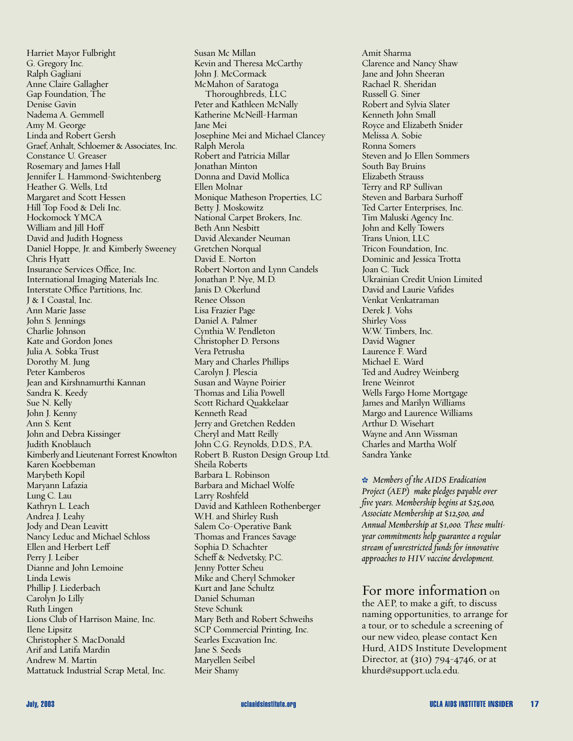Harriet Mayor Fulbright
G. Gregory Inc.
Ralph Gagliani
Anne Claire Gallagher
Gap Foundation, The
Denise Gavin
Nadema A. Gemmell
Amy M. George
Linda and Robert Gersh
Graef, Anhalt, Schloemer & Associates, Inc.
Constance U. Greaser
Rosemary and James Hall
Jennifer L. Hammond-Swichtenberg
Heather G. Wells, Ltd
Margaret and Scott Hessen
Hill Top Food & Deli Inc.
Hockomock YMCA
William and Jill Hoff
David and Judith Hogness
Daniel Hoppe, Jr. and Kimberly Sweeney
Chris Hyatt
Insurance Services Office, Inc.
International Imaging Materials Inc.
Interstate Office Partitions, Inc.
J & I Coastal, Inc.
Ann Marie Jasse
John S. Jennings
Charlie Johnson
Kate and Gordon Jones
Julia A. Sobka Trust
Dorothy M. Jung
Peter Kamberos
Jean and Kirshnamurthi Kannan
Sandra K. Keedy
Sue N. Kelly
John J. Kenny
Ann S. Kent
John and Debra Kissinger
Judith Knoblauch
Kimberly and Lieutenant Forrest Knowlton
Karen Koebbeman
Marybeth Kopil
Maryann Lafazia
Lung C. Lau
Kathryn L. Leach
Andrea J. Leahy
Jody and Dean Leavitt
Nancy Leduc and Michael Schloss
Ellen and Herbert Leff
Perry J. Leiber
Dianne and John Lemoine
Linda Lewis
Phillip J. Liederbach
Carolyn Jo Lilly
Ruth Lingen
Lions Club of Harrison Maine, Inc.
Ilene Lipsitz
Christopher S. MacDonald
Arif and Latifa Mardin
Andrew M. Martin
Mattatuck Industrial Scrap Metal, Inc.
Susan Mc Millan
Kevin and Theresa McCarthy
John J. McCormack
McMahon of Saratoga Thoroughbreds, LLC
Peter and Kathleen McNally
Katherine McNeill-Harman
Jane Mei
Josephine Mei and Michael Clancey
Ralph Merola
Robert and Patricia Millar
Jonathan Minton
Donna and David Mollica
Ellen Molnar
Monique Matheson Properties, LC
Betty J. Moskowitz
National Carpet Brokers, Inc.
Beth Ann Nesbitt
David Alexander Neuman
Gretchen Norqual
David E. Norton
Robert Norton and Lynn Candels
Jonathan P. Nye, M.D.
Janis D. Okerlund
Renee Olsson
Lisa Frazier Page
Daniel A. Palmer
Cynthia W. Pendleton
Christopher D. Persons
Vera Petrusha
Mary and Charles Phillips
Carolyn J. Plescia
Susan and Wayne Poirier
Thomas and Lilia Powell
Scott Richard Quakkelaar
Kenneth Read
Jerry and Gretchen Redden
Cheryl and Matt Reilly
John C.G. Reynolds, D.D.S., P.A.
Robert B. Ruston Design Group Ltd.
Sheila Roberts
Barbara L. Robinson
Barbara and Michael Wolfe
Larry Roshfeld
David and Kathleen Rothenberger
W.H. and Shirley Rush
Salem Co-Operative Bank
Thomas and Frances Savage
Sophia D. Schachter
Scheff & Nedvetsky, P.C.
Jenny Potter Scheu
Mike and Cheryl Schmoker
Kurt and Jane Schultz
Daniel Schuman
Steve Schunk
Mary Beth and Robert Schweihs
SCP Commercial Printing, Inc.
Searles Excavation Inc.
Jane S. Seeds
Maryellen Seibel
Meir Shamy
Amit Sharma
Clarence and Nancy Shaw
Jane and John Sheeran
Rachael R. Sheridan
Russell G. Siner
Robert and Sylvia Slater
Kenneth John Small
Royce and Elizabeth Snider
Melissa A. Sobie
Ronna Somers
Steven and Jo Ellen Sommers
South Bay Bruins
Elizabeth Strauss
Terry and RP Sullivan
Steven and Barbara Surhoff
Ted Carter Enterprises, Inc.
Tim Maluski Agency Inc.
John and Kelly Towers
Trans Union, LLC
Tricon Foundation, Inc.
Dominic and Jessica Trotta
Joan C. Tuck
Ukrainian Credit Union Limited
David and Laurie Vafides
Venkat Venkatraman
Derek J. Vohs
Shirley Voss
W.W. Timbers, Inc.
David Wagner
Laurence F. Ward
Michael E. Ward
Ted and Audrey Weinberg
Irene Weinrot
Wells Fargo Home Mortgage
James and Marilyn Williams
Margo and Laurence Williams
Arthur D. Wisehart
Wayne and Ann Wissman
Charles and Martha Wolf
Sandra Yanke

✣ *Members of the AIDS Eradication Project (AEP) make pledges payable over five years. Membership begins at $25,000, Associate Membership at $12,500, and Annual Membership at $1,000. These multi-year commitments help guarantee a regular stream of unrestricted funds for innovative approaches to HIV vaccine development.*

For more information on the AEP, to make a gift, to discuss naming opportunities, to arrange for a tour, or to schedule a screening of our new video, please contact Ken Hurd, AIDS Institute Development Director, at (310) 794-4746, or at khurd@support.ucla.edu.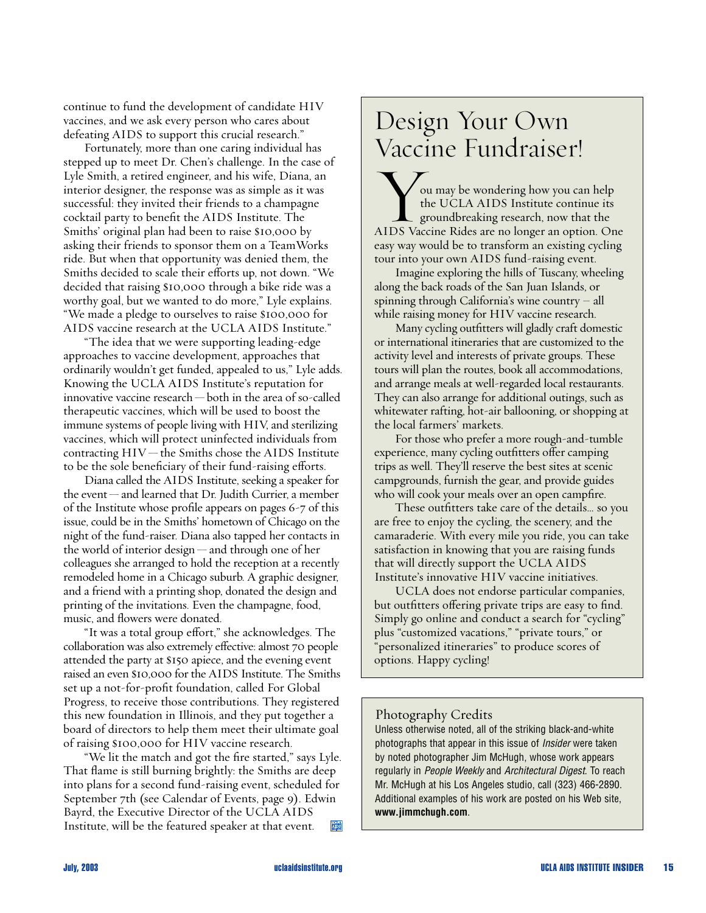continue to fund the development of candidate HIV vaccines, and we ask every person who cares about defeating AIDS to support this crucial research."

Fortunately, more than one caring individual has stepped up to meet Dr. Chen's challenge. In the case of Lyle Smith, a retired engineer, and his wife, Diana, an interior designer, the response was as simple as it was successful: they invited their friends to a champagne cocktail party to benefit the AIDS Institute. The Smiths' original plan had been to raise $10,000 by asking their friends to sponsor them on a TeamWorks ride. But when that opportunity was denied them, the Smiths decided to scale their efforts up, not down. "We decided that raising $10,000 through a bike ride was a worthy goal, but we wanted to do more," Lyle explains. "We made a pledge to ourselves to raise $100,000 for AIDS vaccine research at the UCLA AIDS Institute."

"The idea that we were supporting leading-edge approaches to vaccine development, approaches that ordinarily wouldn't get funded, appealed to us," Lyle adds. Knowing the UCLA AIDS Institute's reputation for innovative vaccine research — both in the area of so-called therapeutic vaccines, which will be used to boost the immune systems of people living with HIV, and sterilizing vaccines, which will protect uninfected individuals from contracting HIV — the Smiths chose the AIDS Institute to be the sole beneficiary of their fund-raising efforts.

Diana called the AIDS Institute, seeking a speaker for the event — and learned that Dr. Judith Currier, a member of the Institute whose profile appears on pages 6-7 of this issue, could be in the Smiths' hometown of Chicago on the night of the fund-raiser. Diana also tapped her contacts in the world of interior design — and through one of her colleagues she arranged to hold the reception at a recently remodeled home in a Chicago suburb. A graphic designer, and a friend with a printing shop, donated the design and printing of the invitations. Even the champagne, food, music, and flowers were donated.

"It was a total group effort," she acknowledges. The collaboration was also extremely effective: almost 70 people attended the party at $150 apiece, and the evening event raised an even $10,000 for the AIDS Institute. The Smiths set up a not-for-profit foundation, called For Global Progress, to receive those contributions. They registered this new foundation in Illinois, and they put together a board of directors to help them meet their ultimate goal of raising $100,000 for HIV vaccine research.

"We lit the match and got the fire started," says Lyle. That flame is still burning brightly: the Smiths are deep into plans for a second fund-raising event, scheduled for September 7th (see Calendar of Events, page 9). Edwin Bayrd, the Executive Director of the UCLA AIDS Institute, will be the featured speaker at that event.

## Design Your Own Vaccine Fundraiser!

You may be wondering how you can help the UCLA AIDS Institute continue its groundbreaking research, now that the AIDS Vaccine Rides are no longer an option. One easy way would be to transform an existing cycling tour into your own AIDS fund-raising event.

Imagine exploring the hills of Tuscany, wheeling along the back roads of the San Juan Islands, or spinning through California's wine country – all while raising money for HIV vaccine research.

Many cycling outfitters will gladly craft domestic or international itineraries that are customized to the activity level and interests of private groups. These tours will plan the routes, book all accommodations, and arrange meals at well-regarded local restaurants. They can also arrange for additional outings, such as whitewater rafting, hot-air ballooning, or shopping at the local farmers' markets.

For those who prefer a more rough-and-tumble experience, many cycling outfitters offer camping trips as well. They'll reserve the best sites at scenic campgrounds, furnish the gear, and provide guides who will cook your meals over an open campfire.

These outfitters take care of the details... so you are free to enjoy the cycling, the scenery, and the camaraderie. With every mile you ride, you can take satisfaction in knowing that you are raising funds that will directly support the UCLA AIDS Institute's innovative HIV vaccine initiatives.

UCLA does not endorse particular companies, but outfitters offering private trips are easy to find. Simply go online and conduct a search for "cycling" plus "customized vacations," "private tours," or "personalized itineraries" to produce scores of options. Happy cycling!

### Photography Credits

Unless otherwise noted, all of the striking black-and-white photographs that appear in this issue of *Insider* were taken by noted photographer Jim McHugh, whose work appears regularly in *People Weekly* and *Architectural Digest*. To reach Mr. McHugh at his Los Angeles studio, call (323) 466-2890. Additional examples of his work are posted on his Web site, **www.jimmchugh.com**.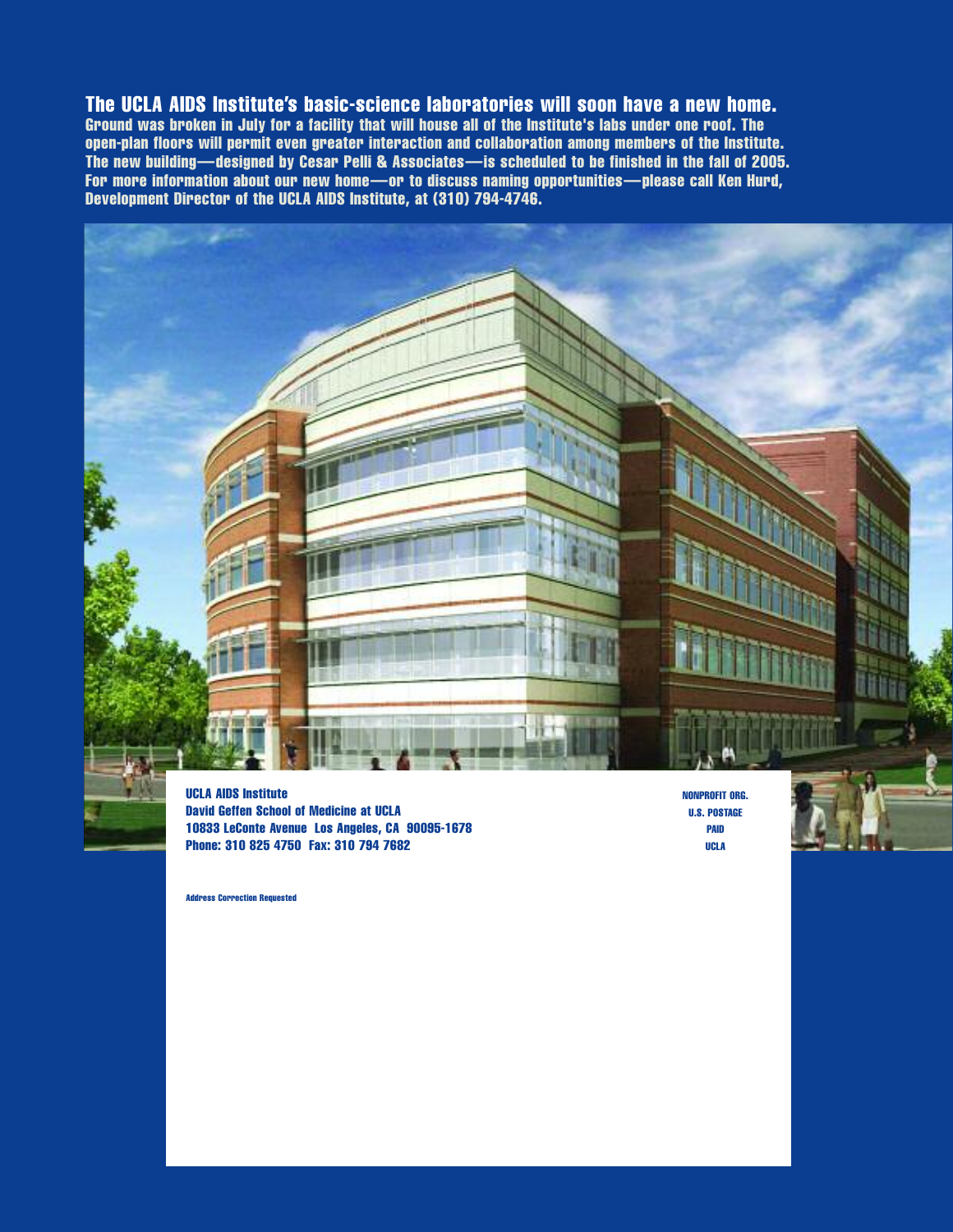## The UCLA AIDS Institute's basic-science laboratories will soon have a new home.

**Ground was broken in July for a facility that will house all of the Institute's labs under one roof. The open-plan floors will permit even greater interaction and collaboration among members of the Institute. The new building—designed by Cesar Pelli & Associates—is scheduled to be finished in the fall of 2005. For more information about our new home—or to discuss naming opportunities—please call Ken Hurd, Development Director of the UCLA AIDS Institute, at (310) 794-4746.**

**UCLA AIDS Institute**
**David Geffen School of Medicine at UCLA**
**10833 LeConte Avenue Los Angeles, CA 90095-1678**
**Phone: 310 825 4750 Fax: 310 794 7682**

NONPROFIT ORG.
U.S. POSTAGE
PAID
UCLA

Address Correction Requested